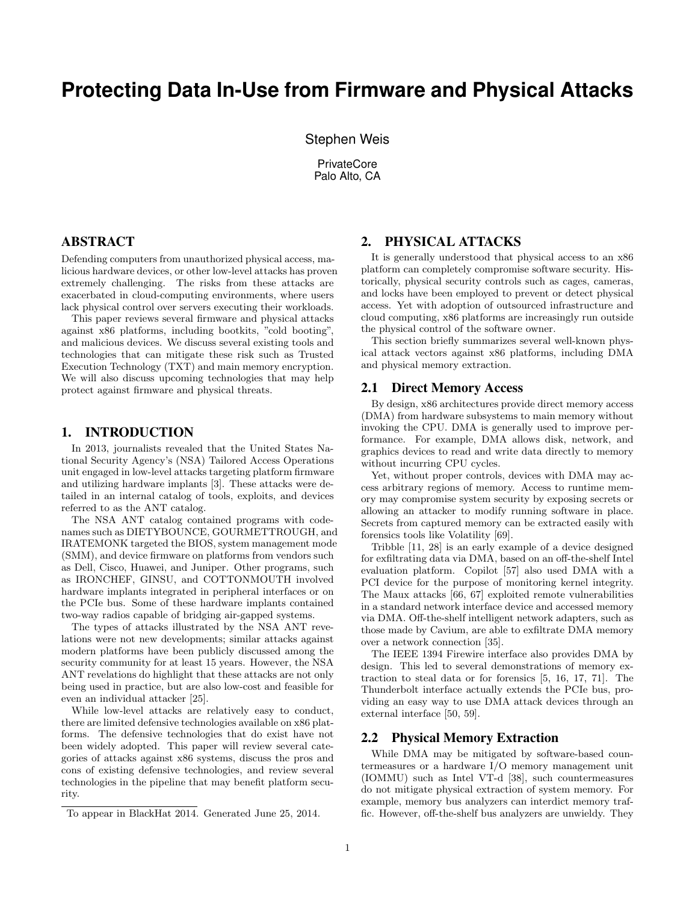# Protecting Data In-Use from Firmware and Physical Attacks

Stephen Weis

PrivateCore
Palo Alto, CA

## ABSTRACT

Defending computers from unauthorized physical access, malicious hardware devices, or other low-level attacks has proven extremely challenging. The risks from these attacks are exacerbated in cloud-computing environments, where users lack physical control over servers executing their workloads.

This paper reviews several firmware and physical attacks against x86 platforms, including bootkits, "cold booting", and malicious devices. We discuss several existing tools and technologies that can mitigate these risk such as Trusted Execution Technology (TXT) and main memory encryption. We will also discuss upcoming technologies that may help protect against firmware and physical threats.

## 1. INTRODUCTION

In 2013, journalists revealed that the United States National Security Agency's (NSA) Tailored Access Operations unit engaged in low-level attacks targeting platform firmware and utilizing hardware implants [3]. These attacks were detailed in an internal catalog of tools, exploits, and devices referred to as the ANT catalog.

The NSA ANT catalog contained programs with codenames such as DIETYBOUNCE, GOURMETTROUGH, and IRATEMONK targeted the BIOS, system management mode (SMM), and device firmware on platforms from vendors such as Dell, Cisco, Huawei, and Juniper. Other programs, such as IRONCHEF, GINSU, and COTTONMOUTH involved hardware implants integrated in peripheral interfaces or on the PCIe bus. Some of these hardware implants contained two-way radios capable of bridging air-gapped systems.

The types of attacks illustrated by the NSA ANT revelations were not new developments; similar attacks against modern platforms have been publicly discussed among the security community for at least 15 years. However, the NSA ANT revelations do highlight that these attacks are not only being used in practice, but are also low-cost and feasible for even an individual attacker [25].

While low-level attacks are relatively easy to conduct, there are limited defensive technologies available on x86 platforms. The defensive technologies that do exist have not been widely adopted. This paper will review several categories of attacks against x86 systems, discuss the pros and cons of existing defensive technologies, and review several technologies in the pipeline that may benefit platform security.

To appear in BlackHat 2014. Generated June 25, 2014.

## 2. PHYSICAL ATTACKS

It is generally understood that physical access to an x86 platform can completely compromise software security. Historically, physical security controls such as cages, cameras, and locks have been employed to prevent or detect physical access. Yet with adoption of outsourced infrastructure and cloud computing, x86 platforms are increasingly run outside the physical control of the software owner.

This section briefly summarizes several well-known physical attack vectors against x86 platforms, including DMA and physical memory extraction.

### 2.1 Direct Memory Access

By design, x86 architectures provide direct memory access (DMA) from hardware subsystems to main memory without invoking the CPU. DMA is generally used to improve performance. For example, DMA allows disk, network, and graphics devices to read and write data directly to memory without incurring CPU cycles.

Yet, without proper controls, devices with DMA may access arbitrary regions of memory. Access to runtime memory may compromise system security by exposing secrets or allowing an attacker to modify running software in place. Secrets from captured memory can be extracted easily with forensics tools like Volatility [69].

Tribble [11, 28] is an early example of a device designed for exfiltrating data via DMA, based on an off-the-shelf Intel evaluation platform. Copilot [57] also used DMA with a PCI device for the purpose of monitoring kernel integrity. The Maux attacks [66, 67] exploited remote vulnerabilities in a standard network interface device and accessed memory via DMA. Off-the-shelf intelligent network adapters, such as those made by Cavium, are able to exfiltrate DMA memory over a network connection [35].

The IEEE 1394 Firewire interface also provides DMA by design. This led to several demonstrations of memory extraction to steal data or for forensics [5, 16, 17, 71]. The Thunderbolt interface actually extends the PCIe bus, providing an easy way to use DMA attack devices through an external interface [50, 59].

### 2.2 Physical Memory Extraction

While DMA may be mitigated by software-based countermeasures or a hardware I/O memory management unit (IOMMU) such as Intel VT-d [38], such countermeasures do not mitigate physical extraction of system memory. For example, memory bus analyzers can interdict memory traffic. However, off-the-shelf bus analyzers are unwieldy. They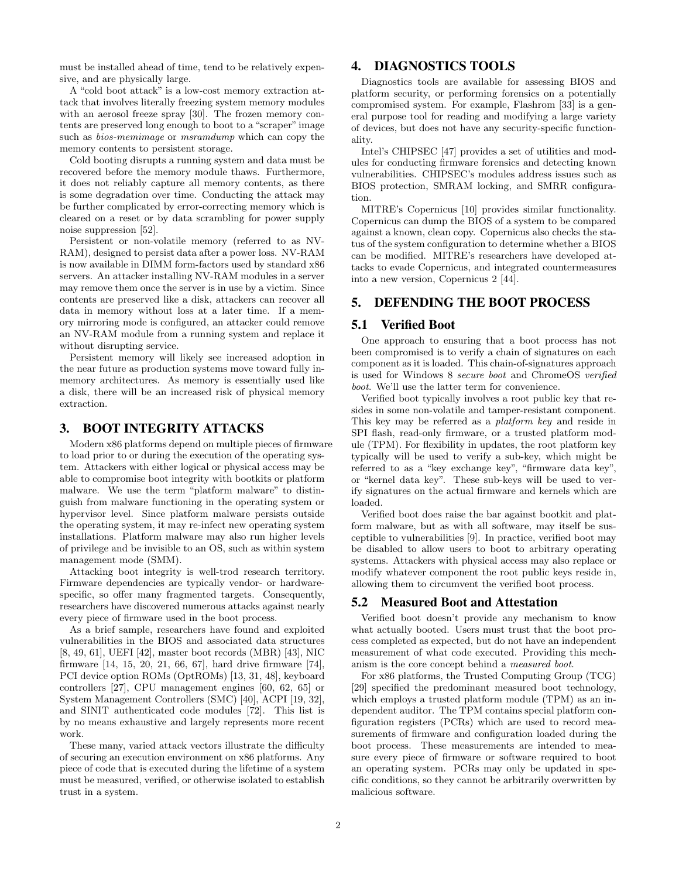must be installed ahead of time, tend to be relatively expensive, and are physically large.

A "cold boot attack" is a low-cost memory extraction attack that involves literally freezing system memory modules with an aerosol freeze spray [30]. The frozen memory contents are preserved long enough to boot to a "scraper" image such as *bios-memimage* or *msramdump* which can copy the memory contents to persistent storage.

Cold booting disrupts a running system and data must be recovered before the memory module thaws. Furthermore, it does not reliably capture all memory contents, as there is some degradation over time. Conducting the attack may be further complicated by error-correcting memory which is cleared on a reset or by data scrambling for power supply noise suppression [52].

Persistent or non-volatile memory (referred to as NV-RAM), designed to persist data after a power loss. NV-RAM is now available in DIMM form-factors used by standard x86 servers. An attacker installing NV-RAM modules in a server may remove them once the server is in use by a victim. Since contents are preserved like a disk, attackers can recover all data in memory without loss at a later time. If a memory mirroring mode is configured, an attacker could remove an NV-RAM module from a running system and replace it without disrupting service.

Persistent memory will likely see increased adoption in the near future as production systems move toward fully in-memory architectures. As memory is essentially used like a disk, there will be an increased risk of physical memory extraction.

## 3. BOOT INTEGRITY ATTACKS

Modern x86 platforms depend on multiple pieces of firmware to load prior to or during the execution of the operating system. Attackers with either logical or physical access may be able to compromise boot integrity with bootkits or platform malware. We use the term "platform malware" to distinguish from malware functioning in the operating system or hypervisor level. Since platform malware persists outside the operating system, it may re-infect new operating system installations. Platform malware may also run higher levels of privilege and be invisible to an OS, such as within system management mode (SMM).

Attacking boot integrity is well-trod research territory. Firmware dependencies are typically vendor- or hardware-specific, so offer many fragmented targets. Consequently, researchers have discovered numerous attacks against nearly every piece of firmware used in the boot process.

As a brief sample, researchers have found and exploited vulnerabilities in the BIOS and associated data structures [8, 49, 61], UEFI [42], master boot records (MBR) [43], NIC firmware [14, 15, 20, 21, 66, 67], hard drive firmware [74], PCI device option ROMs (OptROMs) [13, 31, 48], keyboard controllers [27], CPU management engines [60, 62, 65] or System Management Controllers (SMC) [40], ACPI [19, 32], and SINIT authenticated code modules [72]. This list is by no means exhaustive and largely represents more recent work.

These many, varied attack vectors illustrate the difficulty of securing an execution environment on x86 platforms. Any piece of code that is executed during the lifetime of a system must be measured, verified, or otherwise isolated to establish trust in a system.

## 4. DIAGNOSTICS TOOLS

Diagnostics tools are available for assessing BIOS and platform security, or performing forensics on a potentially compromised system. For example, Flashrom [33] is a general purpose tool for reading and modifying a large variety of devices, but does not have any security-specific functionality.

Intel's CHIPSEC [47] provides a set of utilities and modules for conducting firmware forensics and detecting known vulnerabilities. CHIPSEC's modules address issues such as BIOS protection, SMRAM locking, and SMRR configuration.

MITRE's Copernicus [10] provides similar functionality. Copernicus can dump the BIOS of a system to be compared against a known, clean copy. Copernicus also checks the status of the system configuration to determine whether a BIOS can be modified. MITRE's researchers have developed attacks to evade Copernicus, and integrated countermeasures into a new version, Copernicus 2 [44].

## 5. DEFENDING THE BOOT PROCESS

### 5.1 Verified Boot

One approach to ensuring that a boot process has not been compromised is to verify a chain of signatures on each component as it is loaded. This chain-of-signatures approach is used for Windows 8 *secure boot* and ChromeOS *verified boot*. We'll use the latter term for convenience.

Verified boot typically involves a root public key that resides in some non-volatile and tamper-resistant component. This key may be referred as a *platform key* and reside in SPI flash, read-only firmware, or a trusted platform module (TPM). For flexibility in updates, the root platform key typically will be used to verify a sub-key, which might be referred to as a "key exchange key", "firmware data key", or "kernel data key". These sub-keys will be used to verify signatures on the actual firmware and kernels which are loaded.

Verified boot does raise the bar against bootkit and platform malware, but as with all software, may itself be susceptible to vulnerabilities [9]. In practice, verified boot may be disabled to allow users to boot to arbitrary operating systems. Attackers with physical access may also replace or modify whatever component the root public keys reside in, allowing them to circumvent the verified boot process.

### 5.2 Measured Boot and Attestation

Verified boot doesn't provide any mechanism to know what actually booted. Users must trust that the boot process completed as expected, but do not have an independent measurement of what code executed. Providing this mechanism is the core concept behind a *measured boot*.

For x86 platforms, the Trusted Computing Group (TCG) [29] specified the predominant measured boot technology, which employs a trusted platform module (TPM) as an independent auditor. The TPM contains special platform configuration registers (PCRs) which are used to record measurements of firmware and configuration loaded during the boot process. These measurements are intended to measure every piece of firmware or software required to boot an operating system. PCRs may only be updated in specific conditions, so they cannot be arbitrarily overwritten by malicious software.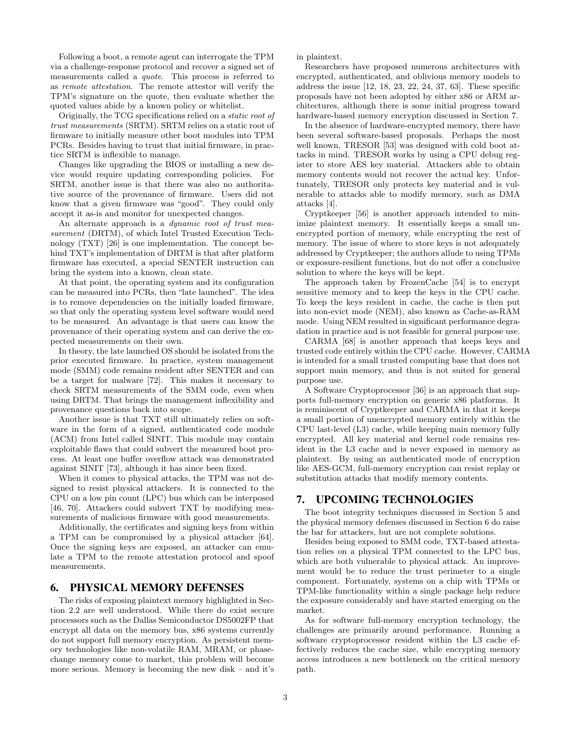Following a boot, a remote agent can interrogate the TPM via a challenge-response protocol and recover a signed set of measurements called a *quote*. This process is referred to as *remote attestation*. The remote attestor will verify the TPM's signature on the quote, then evaluate whether the quoted values abide by a known policy or whitelist.

Originally, the TCG specifications relied on a *static root of trust measurements* (SRTM). SRTM relies on a static root of firmware to initially measure other boot modules into TPM PCRs. Besides having to trust that initial firmware, in practice SRTM is inflexible to manage.

Changes like upgrading the BIOS or installing a new device would require updating corresponding policies. For SRTM, another issue is that there was also no authoritative source of the provenance of firmware. Users did not know that a given firmware was "good". They could only accept it as-is and monitor for unexpected changes.

An alternate approach is a *dynamic root of trust measurement* (DRTM), of which Intel Trusted Execution Technology (TXT) [26] is one implementation. The concept behind TXT's implementation of DRTM is that after platform firmware has executed, a special SENTER instruction can bring the system into a known, clean state.

At that point, the operating system and its configuration can be measured into PCRs, then "late launched". The idea is to remove dependencies on the initially loaded firmware, so that only the operating system level software would need to be measured. An advantage is that users can know the provenance of their operating system and can derive the expected measurements on their own.

In theory, the late launched OS should be isolated from the prior executed firmware. In practice, system management mode (SMM) code remains resident after SENTER and can be a target for malware [72]. This makes it necessary to check SRTM measurements of the SMM code, even when using DRTM. That brings the management inflexibility and provenance questions back into scope.

Another issue is that TXT still ultimately relies on software in the form of a signed, authenticated code module (ACM) from Intel called SINIT. This module may contain exploitable flaws that could subvert the measured boot process. At least one buffer overflow attack was demonstrated against SINIT [73], although it has since been fixed.

When it comes to physical attacks, the TPM was not designed to resist physical attackers. It is connected to the CPU on a low pin count (LPC) bus which can be interposed [46, 70]. Attackers could subvert TXT by modifying measurements of malicious firmware with good measurements.

Additionally, the certificates and signing keys from within a TPM can be compromised by a physical attacker [64]. Once the signing keys are exposed, an attacker can emulate a TPM to the remote attestation protocol and spoof measurements.

## 6. PHYSICAL MEMORY DEFENSES

The risks of exposing plaintext memory highlighted in Section 2.2 are well understood. While there do exist secure processors such as the Dallas Semiconductor DS5002FP that encrypt all data on the memory bus, x86 systems currently do not support full memory encryption. As persistent memory technologies like non-volatile RAM, MRAM, or phase-change memory come to market, this problem will become more serious. Memory is becoming the new disk – and it's in plaintext.

Researchers have proposed numerous architectures with encrypted, authenticated, and oblivious memory models to address the issue [12, 18, 23, 22, 24, 37, 63]. These specific proposals have not been adopted by either x86 or ARM architectures, although there is some initial progress toward hardware-based memory encryption discussed in Section 7.

In the absence of hardware-encrypted memory, there have been several software-based proposals. Perhaps the most well known, TRESOR [53] was designed with cold boot attacks in mind. TRESOR works by using a CPU debug register to store AES key material. Attackers able to obtain memory contents would not recover the actual key. Unfortunately, TRESOR only protects key material and is vulnerable to attacks able to modify memory, such as DMA attacks [4].

Cryptkeeper [56] is another approach intended to minimize plaintext memory. It essentially keeps a small unencrypted portion of memory, while encrypting the rest of memory. The issue of where to store keys is not adequately addressed by Cryptkeeper; the authors allude to using TPMs or exposure-resilient functions, but do not offer a conclusive solution to where the keys will be kept.

The approach taken by FrozenCache [54] is to encrypt sensitive memory and to keep the keys in the CPU cache. To keep the keys resident in cache, the cache is then put into non-evict mode (NEM), also known as Cache-as-RAM mode. Using NEM resulted in significant performance degradation in practice and is not feasible for general purpose use.

CARMA [68] is another approach that keeps keys and trusted code entirely within the CPU cache. However, CARMA is intended for a small trusted computing base that does not support main memory, and thus is not suited for general purpose use.

A Software Cryptoprocessor [36] is an approach that supports full-memory encryption on generic x86 platforms. It is reminiscent of Cryptkeeper and CARMA in that it keeps a small portion of unencrypted memory entirely within the CPU last-level (L3) cache, while keeping main memory fully encrypted. All key material and kernel code remains resident in the L3 cache and is never exposed in memory as plaintext. By using an authenticated mode of encryption like AES-GCM, full-memory encryption can resist replay or substitution attacks that modify memory contents.

## 7. UPCOMING TECHNOLOGIES

The boot integrity techniques discussed in Section 5 and the physical memory defenses discussed in Section 6 do raise the bar for attackers, but are not complete solutions.

Besides being exposed to SMM code, TXT-based attestation relies on a physical TPM connected to the LPC bus, which are both vulnerable to physical attack. An improvement would be to reduce the trust perimeter to a single component. Fortunately, systems on a chip with TPMs or TPM-like functionality within a single package help reduce the exposure considerably and have started emerging on the market.

As for software full-memory encryption technology, the challenges are primarily around performance. Running a software cryptoprocessor resident within the L3 cache effectively reduces the cache size, while encrypting memory access introduces a new bottleneck on the critical memory path.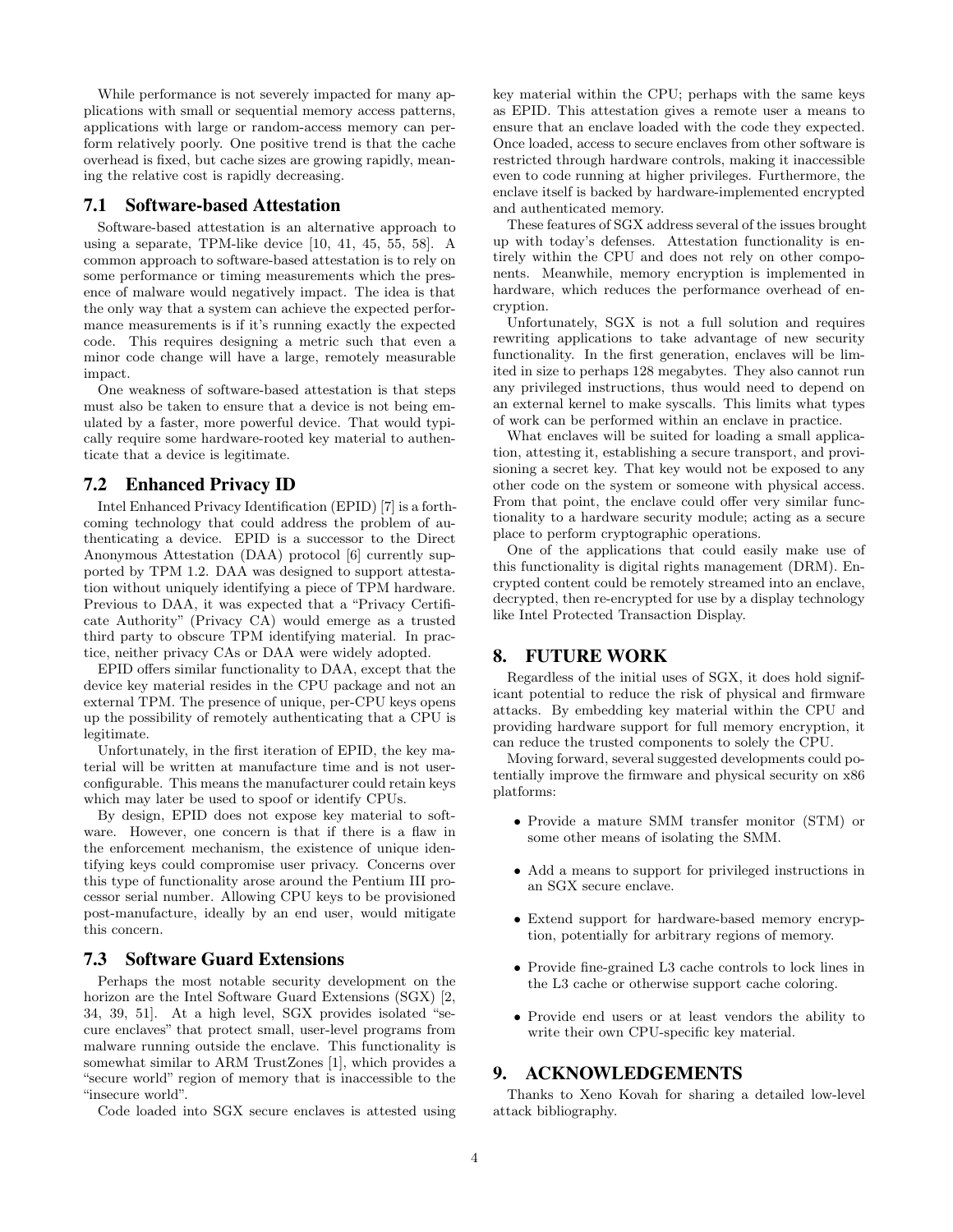While performance is not severely impacted for many applications with small or sequential memory access patterns, applications with large or random-access memory can perform relatively poorly. One positive trend is that the cache overhead is fixed, but cache sizes are growing rapidly, meaning the relative cost is rapidly decreasing.

### 7.1 Software-based Attestation

Software-based attestation is an alternative approach to using a separate, TPM-like device [10, 41, 45, 55, 58]. A common approach to software-based attestation is to rely on some performance or timing measurements which the presence of malware would negatively impact. The idea is that the only way that a system can achieve the expected performance measurements is if it's running exactly the expected code. This requires designing a metric such that even a minor code change will have a large, remotely measurable impact.

One weakness of software-based attestation is that steps must also be taken to ensure that a device is not being emulated by a faster, more powerful device. That would typically require some hardware-rooted key material to authenticate that a device is legitimate.

### 7.2 Enhanced Privacy ID

Intel Enhanced Privacy Identification (EPID) [7] is a forthcoming technology that could address the problem of authenticating a device. EPID is a successor to the Direct Anonymous Attestation (DAA) protocol [6] currently supported by TPM 1.2. DAA was designed to support attestation without uniquely identifying a piece of TPM hardware. Previous to DAA, it was expected that a "Privacy Certificate Authority" (Privacy CA) would emerge as a trusted third party to obscure TPM identifying material. In practice, neither privacy CAs or DAA were widely adopted.

EPID offers similar functionality to DAA, except that the device key material resides in the CPU package and not an external TPM. The presence of unique, per-CPU keys opens up the possibility of remotely authenticating that a CPU is legitimate.

Unfortunately, in the first iteration of EPID, the key material will be written at manufacture time and is not user-configurable. This means the manufacturer could retain keys which may later be used to spoof or identify CPUs.

By design, EPID does not expose key material to software. However, one concern is that if there is a flaw in the enforcement mechanism, the existence of unique identifying keys could compromise user privacy. Concerns over this type of functionality arose around the Pentium III processor serial number. Allowing CPU keys to be provisioned post-manufacture, ideally by an end user, would mitigate this concern.

### 7.3 Software Guard Extensions

Perhaps the most notable security development on the horizon are the Intel Software Guard Extensions (SGX) [2, 34, 39, 51]. At a high level, SGX provides isolated "secure enclaves" that protect small, user-level programs from malware running outside the enclave. This functionality is somewhat similar to ARM TrustZones [1], which provides a "secure world" region of memory that is inaccessible to the "insecure world".

Code loaded into SGX secure enclaves is attested using key material within the CPU; perhaps with the same keys as EPID. This attestation gives a remote user a means to ensure that an enclave loaded with the code they expected. Once loaded, access to secure enclaves from other software is restricted through hardware controls, making it inaccessible even to code running at higher privileges. Furthermore, the enclave itself is backed by hardware-implemented encrypted and authenticated memory.

These features of SGX address several of the issues brought up with today's defenses. Attestation functionality is entirely within the CPU and does not rely on other components. Meanwhile, memory encryption is implemented in hardware, which reduces the performance overhead of encryption.

Unfortunately, SGX is not a full solution and requires rewriting applications to take advantage of new security functionality. In the first generation, enclaves will be limited in size to perhaps 128 megabytes. They also cannot run any privileged instructions, thus would need to depend on an external kernel to make syscalls. This limits what types of work can be performed within an enclave in practice.

What enclaves will be suited for loading a small application, attesting it, establishing a secure transport, and provisioning a secret key. That key would not be exposed to any other code on the system or someone with physical access. From that point, the enclave could offer very similar functionality to a hardware security module; acting as a secure place to perform cryptographic operations.

One of the applications that could easily make use of this functionality is digital rights management (DRM). Encrypted content could be remotely streamed into an enclave, decrypted, then re-encrypted for use by a display technology like Intel Protected Transaction Display.

## 8. FUTURE WORK

Regardless of the initial uses of SGX, it does hold significant potential to reduce the risk of physical and firmware attacks. By embedding key material within the CPU and providing hardware support for full memory encryption, it can reduce the trusted components to solely the CPU.

Moving forward, several suggested developments could potentially improve the firmware and physical security on x86 platforms:

- Provide a mature SMM transfer monitor (STM) or some other means of isolating the SMM.
- Add a means to support for privileged instructions in an SGX secure enclave.
- Extend support for hardware-based memory encryption, potentially for arbitrary regions of memory.
- Provide fine-grained L3 cache controls to lock lines in the L3 cache or otherwise support cache coloring.
- Provide end users or at least vendors the ability to write their own CPU-specific key material.

## 9. ACKNOWLEDGEMENTS

Thanks to Xeno Kovah for sharing a detailed low-level attack bibliography.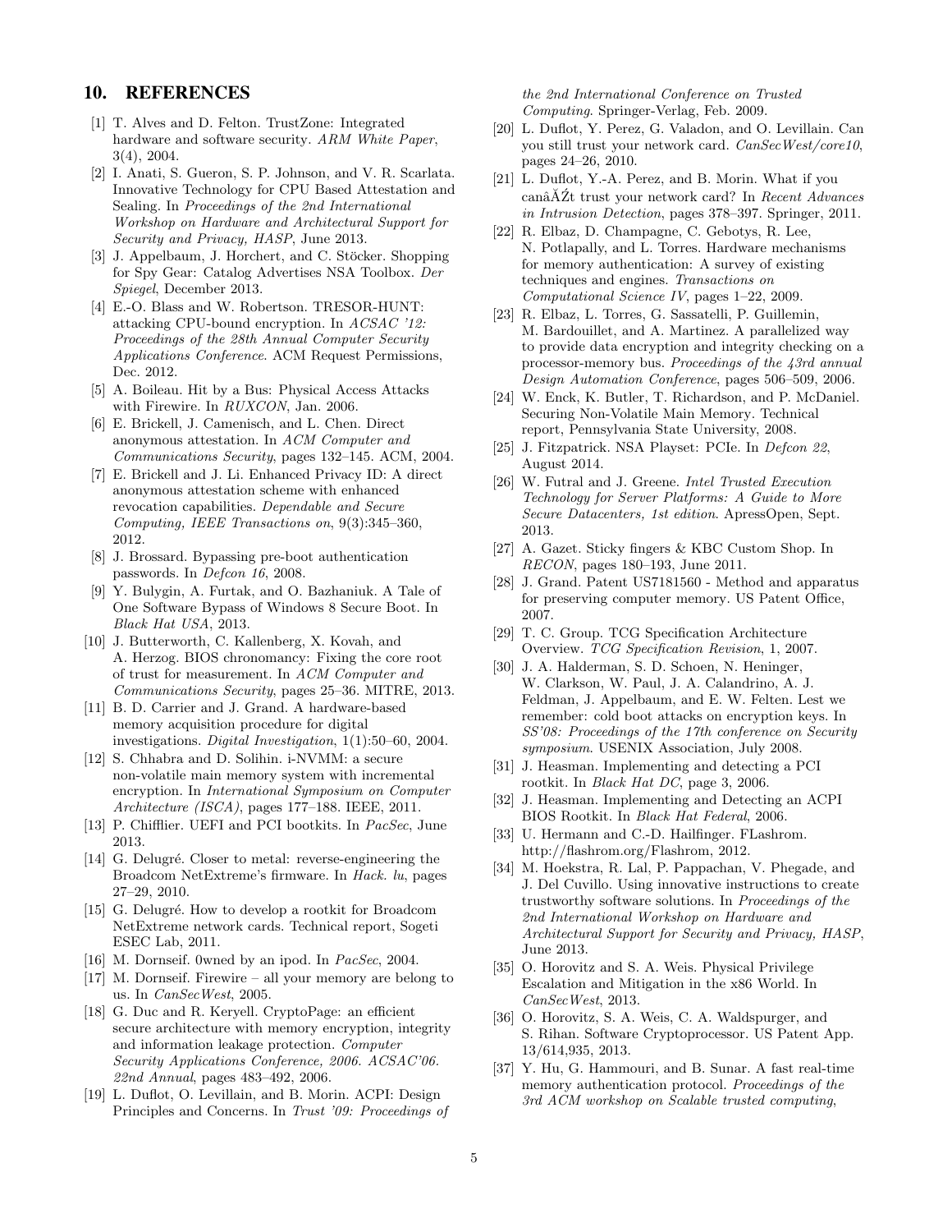## 10. REFERENCES

[1] T. Alves and D. Felton. TrustZone: Integrated hardware and software security. *ARM White Paper*, 3(4), 2004.

[2] I. Anati, S. Gueron, S. P. Johnson, and V. R. Scarlata. Innovative Technology for CPU Based Attestation and Sealing. In *Proceedings of the 2nd International Workshop on Hardware and Architectural Support for Security and Privacy, HASP*, June 2013.

[3] J. Appelbaum, J. Horchert, and C. Stöcker. Shopping for Spy Gear: Catalog Advertises NSA Toolbox. *Der Spiegel*, December 2013.

[4] E.-O. Blass and W. Robertson. TRESOR-HUNT: attacking CPU-bound encryption. In *ACSAC '12: Proceedings of the 28th Annual Computer Security Applications Conference*. ACM Request Permissions, Dec. 2012.

[5] A. Boileau. Hit by a Bus: Physical Access Attacks with Firewire. In *RUXCON*, Jan. 2006.

[6] E. Brickell, J. Camenisch, and L. Chen. Direct anonymous attestation. In *ACM Computer and Communications Security*, pages 132–145. ACM, 2004.

[7] E. Brickell and J. Li. Enhanced Privacy ID: A direct anonymous attestation scheme with enhanced revocation capabilities. *Dependable and Secure Computing, IEEE Transactions on*, 9(3):345–360, 2012.

[8] J. Brossard. Bypassing pre-boot authentication passwords. In *Defcon 16*, 2008.

[9] Y. Bulygin, A. Furtak, and O. Bazhaniuk. A Tale of One Software Bypass of Windows 8 Secure Boot. In *Black Hat USA*, 2013.

[10] J. Butterworth, C. Kallenberg, X. Kovah, and A. Herzog. BIOS chronomancy: Fixing the core root of trust for measurement. In *ACM Computer and Communications Security*, pages 25–36. MITRE, 2013.

[11] B. D. Carrier and J. Grand. A hardware-based memory acquisition procedure for digital investigations. *Digital Investigation*, 1(1):50–60, 2004.

[12] S. Chhabra and D. Solihin. i-NVMM: a secure non-volatile main memory system with incremental encryption. In *International Symposium on Computer Architecture (ISCA)*, pages 177–188. IEEE, 2011.

[13] P. Chifflier. UEFI and PCI bootkits. In *PacSec*, June 2013.

[14] G. Delugré. Closer to metal: reverse-engineering the Broadcom NetExtreme's firmware. In *Hack. lu*, pages 27–29, 2010.

[15] G. Delugré. How to develop a rootkit for Broadcom NetExtreme network cards. Technical report, Sogeti ESEC Lab, 2011.

[16] M. Dornseif. 0wned by an ipod. In *PacSec*, 2004.

[17] M. Dornseif. Firewire – all your memory are belong to us. In *CanSecWest*, 2005.

[18] G. Duc and R. Keryell. CryptoPage: an efficient secure architecture with memory encryption, integrity and information leakage protection. *Computer Security Applications Conference, 2006. ACSAC'06. 22nd Annual*, pages 483–492, 2006.

[19] L. Duflot, O. Levillain, and B. Morin. ACPI: Design Principles and Concerns. In *Trust '09: Proceedings of the 2nd International Conference on Trusted Computing*. Springer-Verlag, Feb. 2009.

[20] L. Duflot, Y. Perez, G. Valadon, and O. Levillain. Can you still trust your network card. *CanSecWest/core10*, pages 24–26, 2010.

[21] L. Duflot, Y.-A. Perez, and B. Morin. What if you canâĂŹt trust your network card? In *Recent Advances in Intrusion Detection*, pages 378–397. Springer, 2011.

[22] R. Elbaz, D. Champagne, C. Gebotys, R. Lee, N. Potlapally, and L. Torres. Hardware mechanisms for memory authentication: A survey of existing techniques and engines. *Transactions on Computational Science IV*, pages 1–22, 2009.

[23] R. Elbaz, L. Torres, G. Sassatelli, P. Guillemin, M. Bardouillet, and A. Martinez. A parallelized way to provide data encryption and integrity checking on a processor-memory bus. *Proceedings of the 43rd annual Design Automation Conference*, pages 506–509, 2006.

[24] W. Enck, K. Butler, T. Richardson, and P. McDaniel. Securing Non-Volatile Main Memory. Technical report, Pennsylvania State University, 2008.

[25] J. Fitzpatrick. NSA Playset: PCIe. In *Defcon 22*, August 2014.

[26] W. Futral and J. Greene. *Intel Trusted Execution Technology for Server Platforms: A Guide to More Secure Datacenters, 1st edition*. ApressOpen, Sept. 2013.

[27] A. Gazet. Sticky fingers & KBC Custom Shop. In *RECON*, pages 180–193, June 2011.

[28] J. Grand. Patent US7181560 - Method and apparatus for preserving computer memory. US Patent Office, 2007.

[29] T. C. Group. TCG Specification Architecture Overview. *TCG Specification Revision*, 1, 2007.

[30] J. A. Halderman, S. D. Schoen, N. Heninger, W. Clarkson, W. Paul, J. A. Calandrino, A. J. Feldman, J. Appelbaum, and E. W. Felten. Lest we remember: cold boot attacks on encryption keys. In *SS'08: Proceedings of the 17th conference on Security symposium*. USENIX Association, July 2008.

[31] J. Heasman. Implementing and detecting a PCI rootkit. In *Black Hat DC*, page 3, 2006.

[32] J. Heasman. Implementing and Detecting an ACPI BIOS Rootkit. In *Black Hat Federal*, 2006.

[33] U. Hermann and C.-D. Hailfinger. FLashrom. http://flashrom.org/Flashrom, 2012.

[34] M. Hoekstra, R. Lal, P. Pappachan, V. Phegade, and J. Del Cuvillo. Using innovative instructions to create trustworthy software solutions. In *Proceedings of the 2nd International Workshop on Hardware and Architectural Support for Security and Privacy, HASP*, June 2013.

[35] O. Horovitz and S. A. Weis. Physical Privilege Escalation and Mitigation in the x86 World. In *CanSecWest*, 2013.

[36] O. Horovitz, S. A. Weis, C. A. Waldspurger, and S. Rihan. Software Cryptoprocessor. US Patent App. 13/614,935, 2013.

[37] Y. Hu, G. Hammouri, and B. Sunar. A fast real-time memory authentication protocol. *Proceedings of the 3rd ACM workshop on Scalable trusted computing*,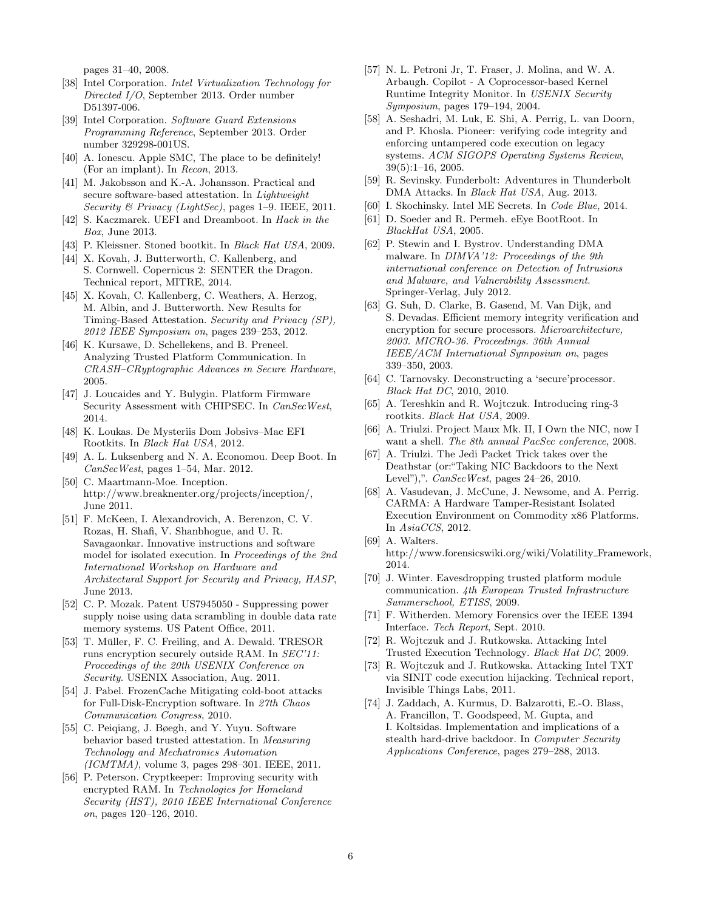pages 31–40, 2008.

[38] Intel Corporation. *Intel Virtualization Technology for Directed I/O*, September 2013. Order number D51397-006.

[39] Intel Corporation. *Software Guard Extensions Programming Reference*, September 2013. Order number 329298-001US.

[40] A. Ionescu. Apple SMC, The place to be definitely! (For an implant). In *Recon*, 2013.

[41] M. Jakobsson and K.-A. Johansson. Practical and secure software-based attestation. In *Lightweight Security & Privacy (LightSec)*, pages 1–9. IEEE, 2011.

[42] S. Kaczmarek. UEFI and Dreamboot. In *Hack in the Box*, June 2013.

[43] P. Kleissner. Stoned bootkit. In *Black Hat USA*, 2009.

[44] X. Kovah, J. Butterworth, C. Kallenberg, and S. Cornwell. Copernicus 2: SENTER the Dragon. Technical report, MITRE, 2014.

[45] X. Kovah, C. Kallenberg, C. Weathers, A. Herzog, M. Albin, and J. Butterworth. New Results for Timing-Based Attestation. *Security and Privacy (SP), 2012 IEEE Symposium on*, pages 239–253, 2012.

[46] K. Kursawe, D. Schellekens, and B. Preneel. Analyzing Trusted Platform Communication. In *CRASH–CRyptographic Advances in Secure Hardware*, 2005.

[47] J. Loucaides and Y. Bulygin. Platform Firmware Security Assessment with CHIPSEC. In *CanSecWest*, 2014.

[48] K. Loukas. De Mysteriis Dom Jobsivs–Mac EFI Rootkits. In *Black Hat USA*, 2012.

[49] A. L. Luksenberg and N. A. Economou. Deep Boot. In *CanSecWest*, pages 1–54, Mar. 2012.

[50] C. Maartmann-Moe. Inception. http://www.breaknenter.org/projects/inception/, June 2011.

[51] F. McKeen, I. Alexandrovich, A. Berenzon, C. V. Rozas, H. Shafi, V. Shanbhogue, and U. R. Savagaonkar. Innovative instructions and software model for isolated execution. In *Proceedings of the 2nd International Workshop on Hardware and Architectural Support for Security and Privacy, HASP*, June 2013.

[52] C. P. Mozak. Patent US7945050 - Suppressing power supply noise using data scrambling in double data rate memory systems. US Patent Office, 2011.

[53] T. Müller, F. C. Freiling, and A. Dewald. TRESOR runs encryption securely outside RAM. In *SEC'11: Proceedings of the 20th USENIX Conference on Security*. USENIX Association, Aug. 2011.

[54] J. Pabel. FrozenCache Mitigating cold-boot attacks for Full-Disk-Encryption software. In *27th Chaos Communication Congress*, 2010.

[55] C. Peiqiang, J. Bøegh, and Y. Yuyu. Software behavior based trusted attestation. In *Measuring Technology and Mechatronics Automation (ICMTMA)*, volume 3, pages 298–301. IEEE, 2011.

[56] P. Peterson. Cryptkeeper: Improving security with encrypted RAM. In *Technologies for Homeland Security (HST), 2010 IEEE International Conference on*, pages 120–126, 2010.

[57] N. L. Petroni Jr, T. Fraser, J. Molina, and W. A. Arbaugh. Copilot - A Coprocessor-based Kernel Runtime Integrity Monitor. In *USENIX Security Symposium*, pages 179–194, 2004.

[58] A. Seshadri, M. Luk, E. Shi, A. Perrig, L. van Doorn, and P. Khosla. Pioneer: verifying code integrity and enforcing untampered code execution on legacy systems. *ACM SIGOPS Operating Systems Review*, 39(5):1–16, 2005.

[59] R. Sevinsky. Funderbolt: Adventures in Thunderbolt DMA Attacks. In *Black Hat USA*, Aug. 2013.

[60] I. Skochinsky. Intel ME Secrets. In *Code Blue*, 2014.

[61] D. Soeder and R. Permeh. eEye BootRoot. In *BlackHat USA*, 2005.

[62] P. Stewin and I. Bystrov. Understanding DMA malware. In *DIMVA'12: Proceedings of the 9th international conference on Detection of Intrusions and Malware, and Vulnerability Assessment*. Springer-Verlag, July 2012.

[63] G. Suh, D. Clarke, B. Gasend, M. Van Dijk, and S. Devadas. Efficient memory integrity verification and encryption for secure processors. *Microarchitecture, 2003. MICRO-36. Proceedings. 36th Annual IEEE/ACM International Symposium on*, pages 339–350, 2003.

[64] C. Tarnovsky. Deconstructing a 'secure'processor. *Black Hat DC*, 2010, 2010.

[65] A. Tereshkin and R. Wojtczuk. Introducing ring-3 rootkits. *Black Hat USA*, 2009.

[66] A. Triulzi. Project Maux Mk. II, I Own the NIC, now I want a shell. *The 8th annual PacSec conference*, 2008.

[67] A. Triulzi. The Jedi Packet Trick takes over the Deathstar (or:"Taking NIC Backdoors to the Next Level"),". *CanSecWest*, pages 24–26, 2010.

[68] A. Vasudevan, J. McCune, J. Newsome, and A. Perrig. CARMA: A Hardware Tamper-Resistant Isolated Execution Environment on Commodity x86 Platforms. In *AsiaCCS*, 2012.

[69] A. Walters. http://www.forensicswiki.org/wiki/Volatility_Framework, 2014.

[70] J. Winter. Eavesdropping trusted platform module communication. *4th European Trusted Infrastructure Summerschool, ETISS*, 2009.

[71] F. Witherden. Memory Forensics over the IEEE 1394 Interface. *Tech Report*, Sept. 2010.

[72] R. Wojtczuk and J. Rutkowska. Attacking Intel Trusted Execution Technology. *Black Hat DC*, 2009.

[73] R. Wojtczuk and J. Rutkowska. Attacking Intel TXT via SINIT code execution hijacking. Technical report, Invisible Things Labs, 2011.

[74] J. Zaddach, A. Kurmus, D. Balzarotti, E.-O. Blass, A. Francillon, T. Goodspeed, M. Gupta, and I. Koltsidas. Implementation and implications of a stealth hard-drive backdoor. In *Computer Security Applications Conference*, pages 279–288, 2013.